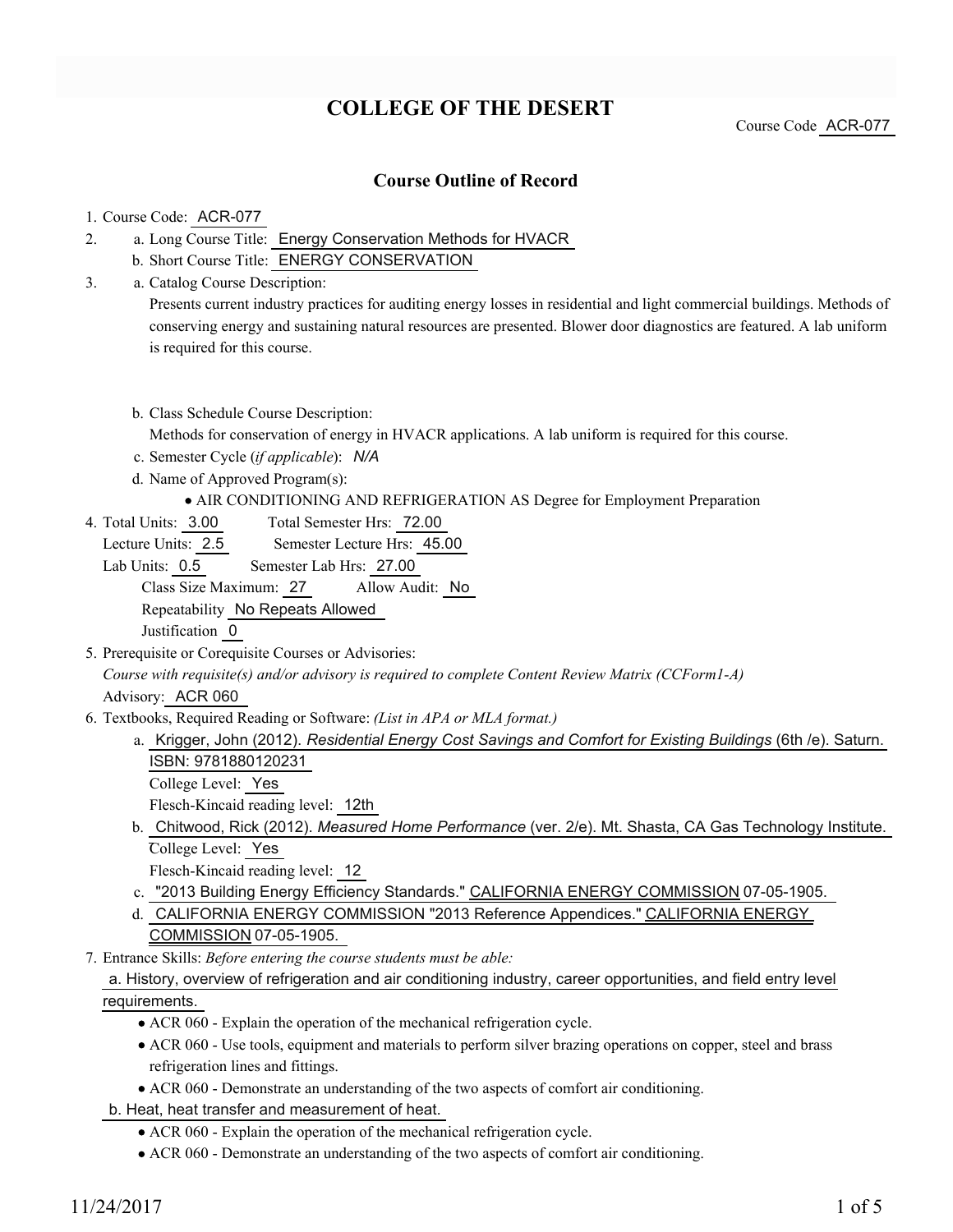# COLLEGE OF THE DESERT

Course Code ACR-077

## Course Outline of Record

1. Course Code: ACR-077
2. a. Long Course Title: Energy Conservation Methods for HVACR
   b. Short Course Title: ENERGY CONSERVATION
3. a. Catalog Course Description:
   Presents current industry practices for auditing energy losses in residential and light commercial buildings. Methods of conserving energy and sustaining natural resources are presented. Blower door diagnostics are featured. A lab uniform is required for this course.

   b. Class Schedule Course Description:
   Methods for conservation of energy in HVACR applications. A lab uniform is required for this course.

   c. Semester Cycle (*if applicable*): *N/A*

   d. Name of Approved Program(s):
   - AIR CONDITIONING AND REFRIGERATION AS Degree for Employment Preparation
4. Total Units: 3.00 Total Semester Hrs: 72.00
   Lecture Units: 2.5 Semester Lecture Hrs: 45.00
   Lab Units: 0.5 Semester Lab Hrs: 27.00
   Class Size Maximum: 27 Allow Audit: No
   Repeatability No Repeats Allowed
   Justification 0
5. Prerequisite or Corequisite Courses or Advisories:
   *Course with requisite(s) and/or advisory is required to complete Content Review Matrix (CCForm1-A)*
   Advisory: ACR 060
6. Textbooks, Required Reading or Software: *(List in APA or MLA format.)*
   a. Krigger, John (2012). *Residential Energy Cost Savings and Comfort for Existing Buildings* (6th /e). Saturn. ISBN: 9781880120231
   College Level: Yes
   Flesch-Kincaid reading level: 12th

   b. Chitwood, Rick (2012). *Measured Home Performance* (ver. 2/e). Mt. Shasta, CA Gas Technology Institute.
   College Level: Yes
   Flesch-Kincaid reading level: 12

   c. "2013 Building Energy Efficiency Standards." CALIFORNIA ENERGY COMMISSION 07-05-1905.

   d. CALIFORNIA ENERGY COMMISSION "2013 Reference Appendices." CALIFORNIA ENERGY COMMISSION 07-05-1905.
7. Entrance Skills: *Before entering the course students must be able:*

   a. History, overview of refrigeration and air conditioning industry, career opportunities, and field entry level requirements.
   - ACR 060 - Explain the operation of the mechanical refrigeration cycle.
   - ACR 060 - Use tools, equipment and materials to perform silver brazing operations on copper, steel and brass refrigeration lines and fittings.
   - ACR 060 - Demonstrate an understanding of the two aspects of comfort air conditioning.

   b. Heat, heat transfer and measurement of heat.
   - ACR 060 - Explain the operation of the mechanical refrigeration cycle.
   - ACR 060 - Demonstrate an understanding of the two aspects of comfort air conditioning.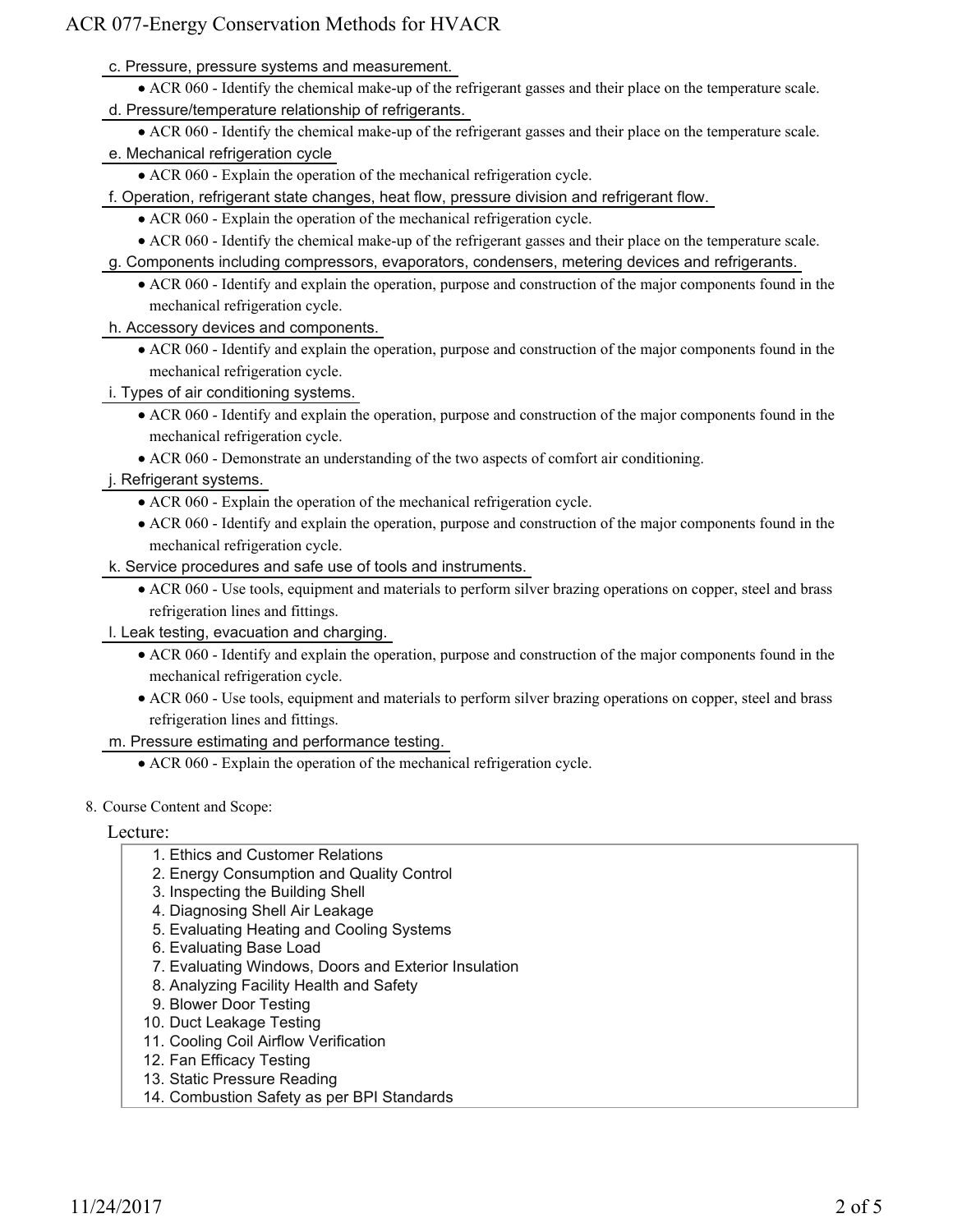c. Pressure, pressure systems and measurement.
- ACR 060 - Identify the chemical make-up of the refrigerant gasses and their place on the temperature scale.

d. Pressure/temperature relationship of refrigerants.
- ACR 060 - Identify the chemical make-up of the refrigerant gasses and their place on the temperature scale.

e. Mechanical refrigeration cycle
- ACR 060 - Explain the operation of the mechanical refrigeration cycle.

f. Operation, refrigerant state changes, heat flow, pressure division and refrigerant flow.
- ACR 060 - Explain the operation of the mechanical refrigeration cycle.
- ACR 060 - Identify the chemical make-up of the refrigerant gasses and their place on the temperature scale.

g. Components including compressors, evaporators, condensers, metering devices and refrigerants.
- ACR 060 - Identify and explain the operation, purpose and construction of the major components found in the mechanical refrigeration cycle.

h. Accessory devices and components.
- ACR 060 - Identify and explain the operation, purpose and construction of the major components found in the mechanical refrigeration cycle.

i. Types of air conditioning systems.
- ACR 060 - Identify and explain the operation, purpose and construction of the major components found in the mechanical refrigeration cycle.
- ACR 060 - Demonstrate an understanding of the two aspects of comfort air conditioning.

j. Refrigerant systems.
- ACR 060 - Explain the operation of the mechanical refrigeration cycle.
- ACR 060 - Identify and explain the operation, purpose and construction of the major components found in the mechanical refrigeration cycle.

k. Service procedures and safe use of tools and instruments.
- ACR 060 - Use tools, equipment and materials to perform silver brazing operations on copper, steel and brass refrigeration lines and fittings.

l. Leak testing, evacuation and charging.
- ACR 060 - Identify and explain the operation, purpose and construction of the major components found in the mechanical refrigeration cycle.
- ACR 060 - Use tools, equipment and materials to perform silver brazing operations on copper, steel and brass refrigeration lines and fittings.

m. Pressure estimating and performance testing.
- ACR 060 - Explain the operation of the mechanical refrigeration cycle.

8. Course Content and Scope:

Lecture:

1. Ethics and Customer Relations
2. Energy Consumption and Quality Control
3. Inspecting the Building Shell
4. Diagnosing Shell Air Leakage
5. Evaluating Heating and Cooling Systems
6. Evaluating Base Load
7. Evaluating Windows, Doors and Exterior Insulation
8. Analyzing Facility Health and Safety
9. Blower Door Testing
10. Duct Leakage Testing
11. Cooling Coil Airflow Verification
12. Fan Efficacy Testing
13. Static Pressure Reading
14. Combustion Safety as per BPI Standards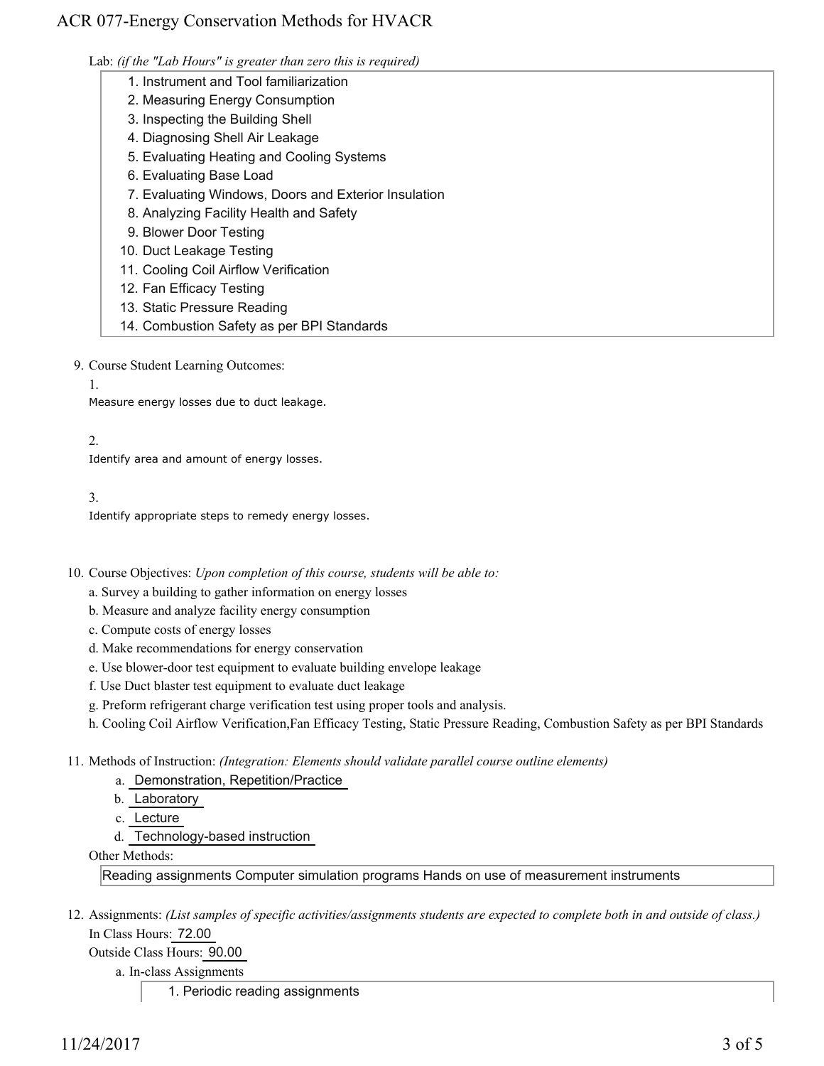Lab: *(if the "Lab Hours" is greater than zero this is required)*

1. Instrument and Tool familiarization
2. Measuring Energy Consumption
3. Inspecting the Building Shell
4. Diagnosing Shell Air Leakage
5. Evaluating Heating and Cooling Systems
6. Evaluating Base Load
7. Evaluating Windows, Doors and Exterior Insulation
8. Analyzing Facility Health and Safety
9. Blower Door Testing
10. Duct Leakage Testing
11. Cooling Coil Airflow Verification
12. Fan Efficacy Testing
13. Static Pressure Reading
14. Combustion Safety as per BPI Standards

9. Course Student Learning Outcomes:

1.

Measure energy losses due to duct leakage.

2.

Identify area and amount of energy losses.

3.

Identify appropriate steps to remedy energy losses.

10. Course Objectives: *Upon completion of this course, students will be able to:*

a. Survey a building to gather information on energy losses
b. Measure and analyze facility energy consumption
c. Compute costs of energy losses
d. Make recommendations for energy conservation
e. Use blower-door test equipment to evaluate building envelope leakage
f. Use Duct blaster test equipment to evaluate duct leakage
g. Preform refrigerant charge verification test using proper tools and analysis.
h. Cooling Coil Airflow Verification,Fan Efficacy Testing, Static Pressure Reading, Combustion Safety as per BPI Standards

11. Methods of Instruction: *(Integration: Elements should validate parallel course outline elements)*

a. Demonstration, Repetition/Practice
b. Laboratory
c. Lecture
d. Technology-based instruction

Other Methods:

Reading assignments Computer simulation programs Hands on use of measurement instruments

12. Assignments: *(List samples of specific activities/assignments students are expected to complete both in and outside of class.)*

In Class Hours: 72.00

Outside Class Hours: 90.00

a. In-class Assignments

1. Periodic reading assignments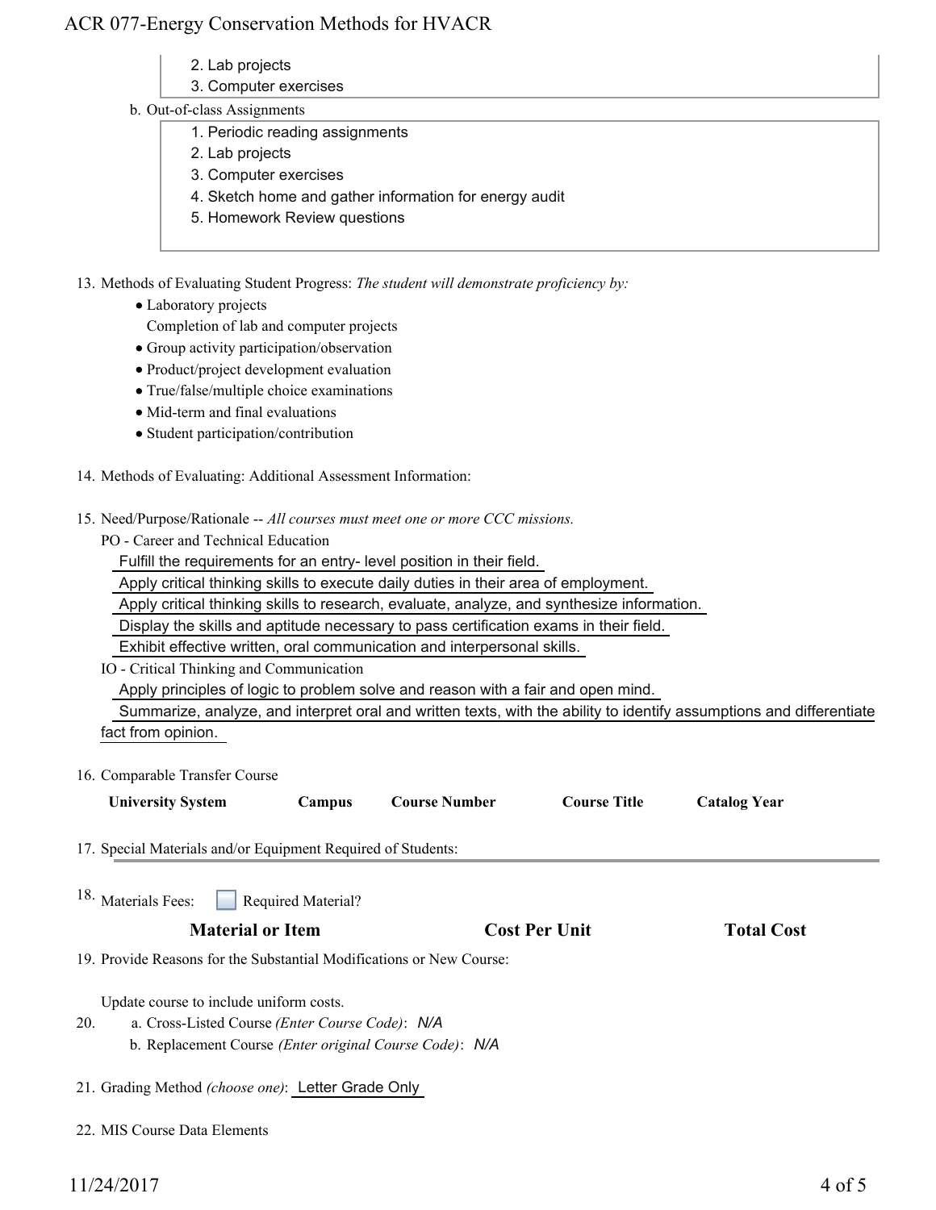2. Lab projects
3. Computer exercises

b. Out-of-class Assignments

1. Periodic reading assignments
2. Lab projects
3. Computer exercises
4. Sketch home and gather information for energy audit
5. Homework Review questions

13. Methods of Evaluating Student Progress: *The student will demonstrate proficiency by:*
    - Laboratory projects
      Completion of lab and computer projects
    - Group activity participation/observation
    - Product/project development evaluation
    - True/false/multiple choice examinations
    - Mid-term and final evaluations
    - Student participation/contribution

14. Methods of Evaluating: Additional Assessment Information:

15. Need/Purpose/Rationale -- *All courses must meet one or more CCC missions.*

    PO - Career and Technical Education

    Fulfill the requirements for an entry- level position in their field.
    Apply critical thinking skills to execute daily duties in their area of employment.
    Apply critical thinking skills to research, evaluate, analyze, and synthesize information.
    Display the skills and aptitude necessary to pass certification exams in their field.
    Exhibit effective written, oral communication and interpersonal skills.

    IO - Critical Thinking and Communication

    Apply principles of logic to problem solve and reason with a fair and open mind.
    Summarize, analyze, and interpret oral and written texts, with the ability to identify assumptions and differentiate fact from opinion.

16. Comparable Transfer Course

| University System | Campus | Course Number | Course Title | Catalog Year |
|---|---|---|---|---|

17. Special Materials and/or Equipment Required of Students:

18. Materials Fees: ☐ Required Material?

| Material or Item | Cost Per Unit | Total Cost |
|---|---|---|

19. Provide Reasons for the Substantial Modifications or New Course:

    Update course to include uniform costs.

20. a. Cross-Listed Course *(Enter Course Code)*: *N/A*
    b. Replacement Course *(Enter original Course Code)*: *N/A*

21. Grading Method *(choose one)*: Letter Grade Only

22. MIS Course Data Elements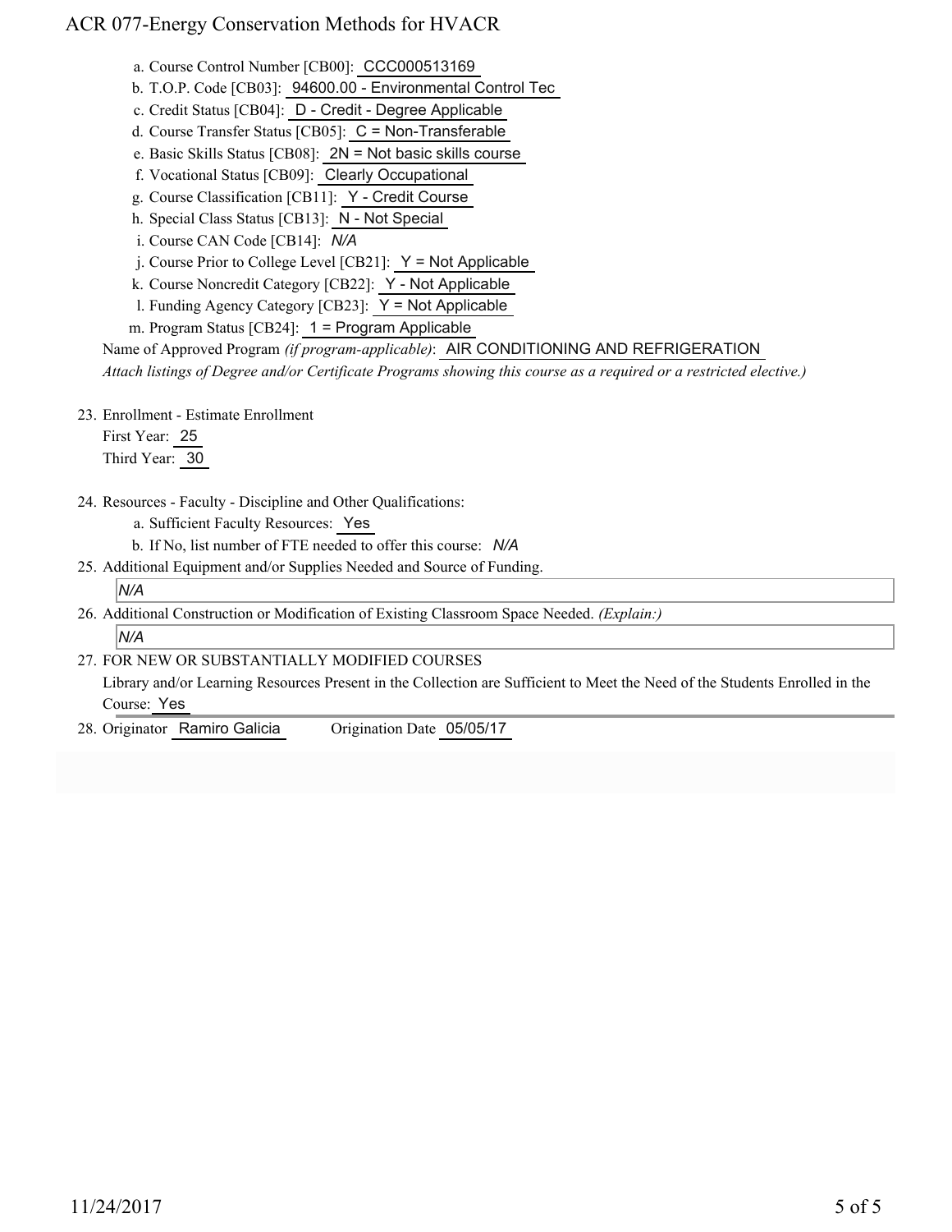a. Course Control Number [CB00]: CCC000513169
b. T.O.P. Code [CB03]: 94600.00 - Environmental Control Tec
c. Credit Status [CB04]: D - Credit - Degree Applicable
d. Course Transfer Status [CB05]: C = Non-Transferable
e. Basic Skills Status [CB08]: 2N = Not basic skills course
f. Vocational Status [CB09]: Clearly Occupational
g. Course Classification [CB11]: Y - Credit Course
h. Special Class Status [CB13]: N - Not Special
i. Course CAN Code [CB14]: *N/A*
j. Course Prior to College Level [CB21]: Y = Not Applicable
k. Course Noncredit Category [CB22]: Y - Not Applicable
l. Funding Agency Category [CB23]: Y = Not Applicable
m. Program Status [CB24]: 1 = Program Applicable

Name of Approved Program *(if program-applicable)*: AIR CONDITIONING AND REFRIGERATION

*Attach listings of Degree and/or Certificate Programs showing this course as a required or a restricted elective.)*

23. Enrollment - Estimate Enrollment
    First Year: 25
    Third Year: 30
24. Resources - Faculty - Discipline and Other Qualifications:
    a. Sufficient Faculty Resources: Yes
    b. If No, list number of FTE needed to offer this course: *N/A*
25. Additional Equipment and/or Supplies Needed and Source of Funding.
    *N/A*
26. Additional Construction or Modification of Existing Classroom Space Needed. *(Explain:)*
    *N/A*
27. FOR NEW OR SUBSTANTIALLY MODIFIED COURSES
    Library and/or Learning Resources Present in the Collection are Sufficient to Meet the Need of the Students Enrolled in the Course: Yes
28. Originator Ramiro Galicia    Origination Date 05/05/17